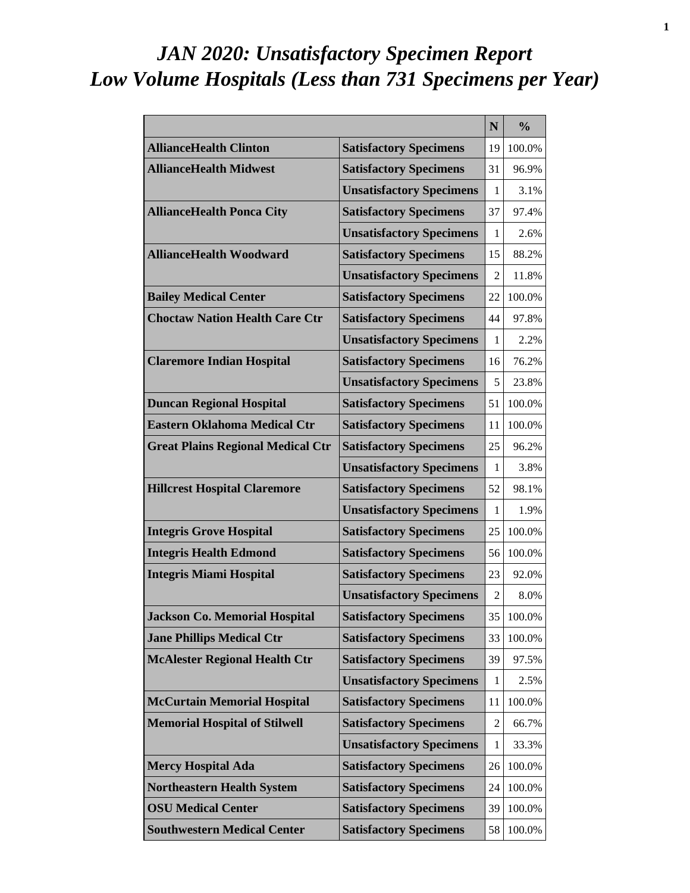# *JAN 2020: Unsatisfactory Specimen Report*
# *Low Volume Hospitals (Less than 731 Specimens per Year)*

| | | N | % |
|---|---|---|---|
| **AllianceHealth Clinton** | **Satisfactory Specimens** | 19 | 100.0% |
| **AllianceHealth Midwest** | **Satisfactory Specimens** | 31 | 96.9% |
| | **Unsatisfactory Specimens** | 1 | 3.1% |
| **AllianceHealth Ponca City** | **Satisfactory Specimens** | 37 | 97.4% |
| | **Unsatisfactory Specimens** | 1 | 2.6% |
| **AllianceHealth Woodward** | **Satisfactory Specimens** | 15 | 88.2% |
| | **Unsatisfactory Specimens** | 2 | 11.8% |
| **Bailey Medical Center** | **Satisfactory Specimens** | 22 | 100.0% |
| **Choctaw Nation Health Care Ctr** | **Satisfactory Specimens** | 44 | 97.8% |
| | **Unsatisfactory Specimens** | 1 | 2.2% |
| **Claremore Indian Hospital** | **Satisfactory Specimens** | 16 | 76.2% |
| | **Unsatisfactory Specimens** | 5 | 23.8% |
| **Duncan Regional Hospital** | **Satisfactory Specimens** | 51 | 100.0% |
| **Eastern Oklahoma Medical Ctr** | **Satisfactory Specimens** | 11 | 100.0% |
| **Great Plains Regional Medical Ctr** | **Satisfactory Specimens** | 25 | 96.2% |
| | **Unsatisfactory Specimens** | 1 | 3.8% |
| **Hillcrest Hospital Claremore** | **Satisfactory Specimens** | 52 | 98.1% |
| | **Unsatisfactory Specimens** | 1 | 1.9% |
| **Integris Grove Hospital** | **Satisfactory Specimens** | 25 | 100.0% |
| **Integris Health Edmond** | **Satisfactory Specimens** | 56 | 100.0% |
| **Integris Miami Hospital** | **Satisfactory Specimens** | 23 | 92.0% |
| | **Unsatisfactory Specimens** | 2 | 8.0% |
| **Jackson Co. Memorial Hospital** | **Satisfactory Specimens** | 35 | 100.0% |
| **Jane Phillips Medical Ctr** | **Satisfactory Specimens** | 33 | 100.0% |
| **McAlester Regional Health Ctr** | **Satisfactory Specimens** | 39 | 97.5% |
| | **Unsatisfactory Specimens** | 1 | 2.5% |
| **McCurtain Memorial Hospital** | **Satisfactory Specimens** | 11 | 100.0% |
| **Memorial Hospital of Stilwell** | **Satisfactory Specimens** | 2 | 66.7% |
| | **Unsatisfactory Specimens** | 1 | 33.3% |
| **Mercy Hospital Ada** | **Satisfactory Specimens** | 26 | 100.0% |
| **Northeastern Health System** | **Satisfactory Specimens** | 24 | 100.0% |
| **OSU Medical Center** | **Satisfactory Specimens** | 39 | 100.0% |
| **Southwestern Medical Center** | **Satisfactory Specimens** | 58 | 100.0% |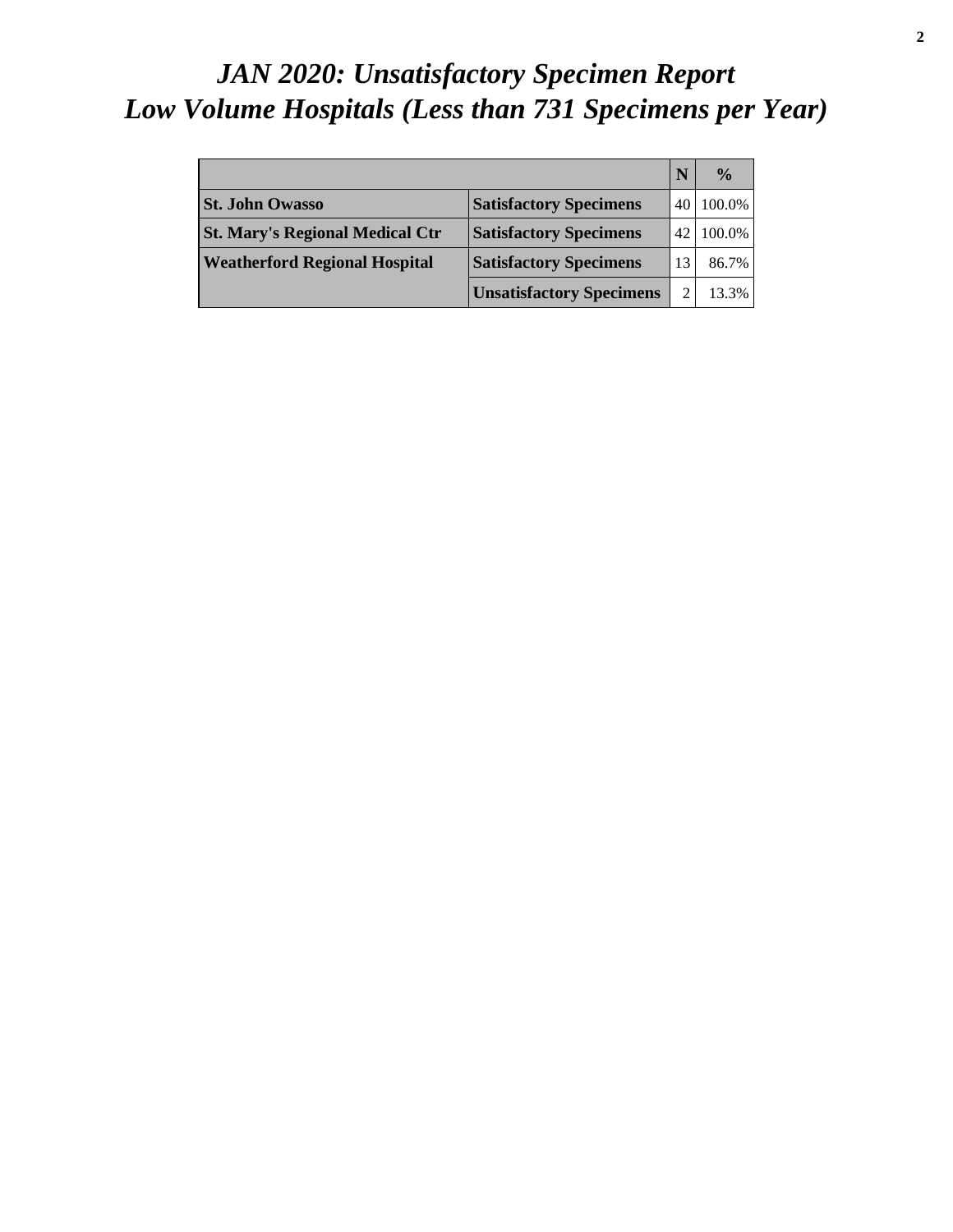# *JAN 2020: Unsatisfactory Specimen Report*
# *Low Volume Hospitals (Less than 731 Specimens per Year)*

| | | N | % |
|---|---|---|---|
| **St. John Owasso** | **Satisfactory Specimens** | 40 | 100.0% |
| **St. Mary's Regional Medical Ctr** | **Satisfactory Specimens** | 42 | 100.0% |
| **Weatherford Regional Hospital** | **Satisfactory Specimens** | 13 | 86.7% |
| | **Unsatisfactory Specimens** | 2 | 13.3% |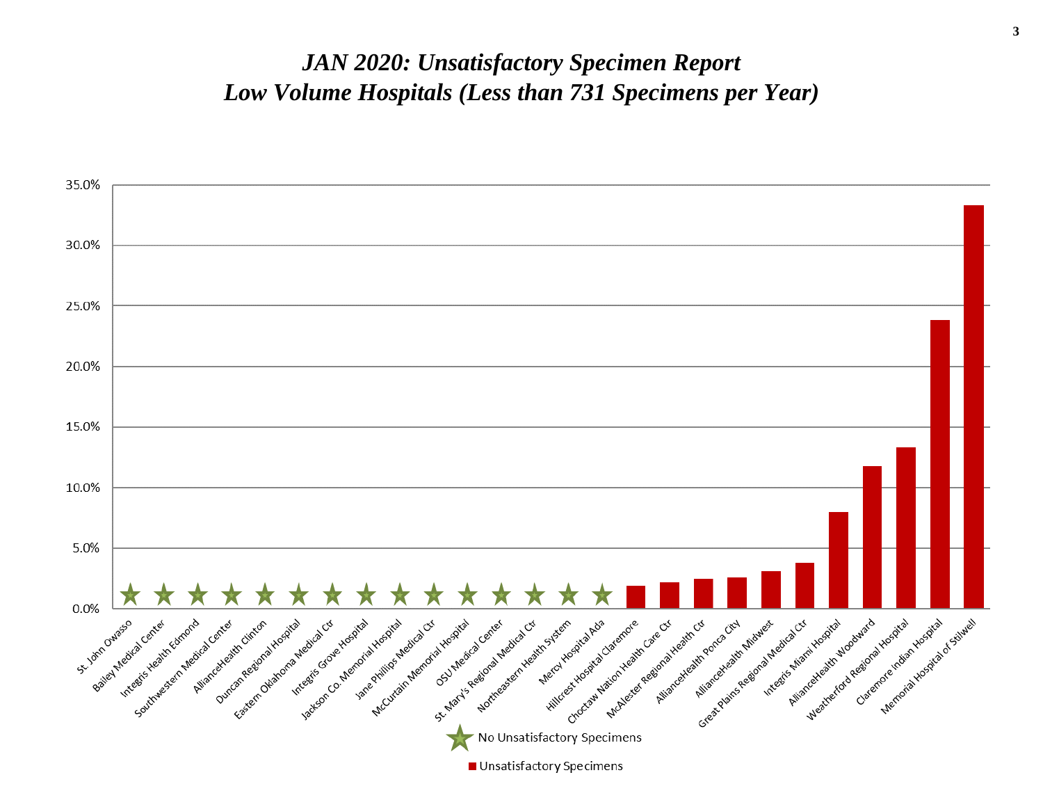# *JAN 2020: Unsatisfactory Specimen Report*
# *Low Volume Hospitals (Less than 731 Specimens per Year)*

| Hospital | Unsatisfactory Specimens |
| --- | --- |
| St. John Owasso | ★ No Unsatisfactory Specimens |
| Bailey Medical Center | ★ No Unsatisfactory Specimens |
| Integris Health Edmond | ★ No Unsatisfactory Specimens |
| Southwestern Medical Center | ★ No Unsatisfactory Specimens |
| AllianceHealth Clinton | ★ No Unsatisfactory Specimens |
| Duncan Regional Hospital | ★ No Unsatisfactory Specimens |
| Eastern Oklahoma Medical Ctr | ★ No Unsatisfactory Specimens |
| Integris Grove Hospital | ★ No Unsatisfactory Specimens |
| Jackson Co. Memorial Hospital | ★ No Unsatisfactory Specimens |
| Jane Phillips Medical Ctr | ★ No Unsatisfactory Specimens |
| McCurtain Memorial Hospital | ★ No Unsatisfactory Specimens |
| OSU Medical Center | ★ No Unsatisfactory Specimens |
| St. Mary's Regional Medical Ctr | ★ No Unsatisfactory Specimens |
| Northeastern Health System | ★ No Unsatisfactory Specimens |
| Mercy Hospital Ada | ★ No Unsatisfactory Specimens |
| Hillcrest Hospital Claremore | ~1.9% |
| Choctaw Nation Health Care Ctr | ~2.2% |
| McAlester Regional Health Ctr | ~2.5% |
| AllianceHealth Ponca City | ~2.6% |
| AllianceHealth Midwest | ~3.1% |
| Great Plains Regional Medical Ctr | ~3.8% |
| Integris Miami Hospital | ~8.0% |
| AllianceHealth Woodward | ~11.8% |
| Weatherford Regional Hospital | ~13.3% |
| Claremore Indian Hospital | ~23.8% |
| Memorial Hospital of Stilwell | ~33.3% |

★ No Unsatisfactory Specimens

■ Unsatisfactory Specimens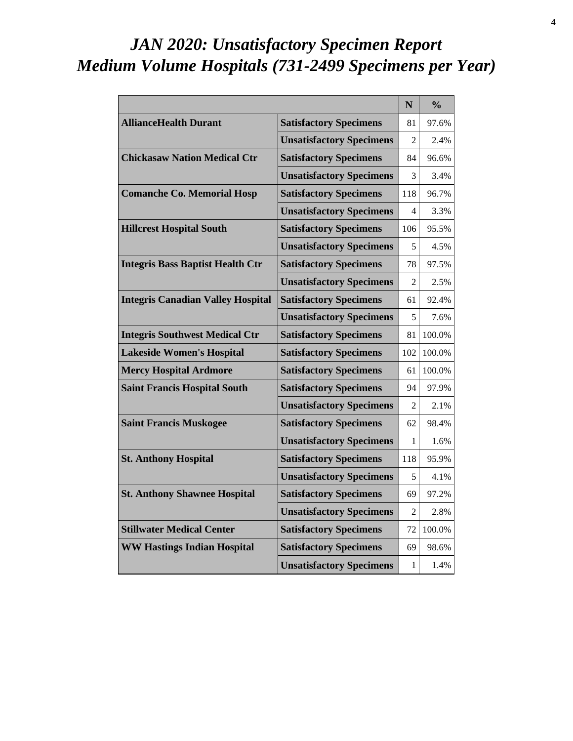# *JAN 2020: Unsatisfactory Specimen Report*
# *Medium Volume Hospitals (731-2499 Specimens per Year)*

| | | N | % |
|---|---|---|---|
| **AllianceHealth Durant** | **Satisfactory Specimens** | 81 | 97.6% |
| | **Unsatisfactory Specimens** | 2 | 2.4% |
| **Chickasaw Nation Medical Ctr** | **Satisfactory Specimens** | 84 | 96.6% |
| | **Unsatisfactory Specimens** | 3 | 3.4% |
| **Comanche Co. Memorial Hosp** | **Satisfactory Specimens** | 118 | 96.7% |
| | **Unsatisfactory Specimens** | 4 | 3.3% |
| **Hillcrest Hospital South** | **Satisfactory Specimens** | 106 | 95.5% |
| | **Unsatisfactory Specimens** | 5 | 4.5% |
| **Integris Bass Baptist Health Ctr** | **Satisfactory Specimens** | 78 | 97.5% |
| | **Unsatisfactory Specimens** | 2 | 2.5% |
| **Integris Canadian Valley Hospital** | **Satisfactory Specimens** | 61 | 92.4% |
| | **Unsatisfactory Specimens** | 5 | 7.6% |
| **Integris Southwest Medical Ctr** | **Satisfactory Specimens** | 81 | 100.0% |
| **Lakeside Women's Hospital** | **Satisfactory Specimens** | 102 | 100.0% |
| **Mercy Hospital Ardmore** | **Satisfactory Specimens** | 61 | 100.0% |
| **Saint Francis Hospital South** | **Satisfactory Specimens** | 94 | 97.9% |
| | **Unsatisfactory Specimens** | 2 | 2.1% |
| **Saint Francis Muskogee** | **Satisfactory Specimens** | 62 | 98.4% |
| | **Unsatisfactory Specimens** | 1 | 1.6% |
| **St. Anthony Hospital** | **Satisfactory Specimens** | 118 | 95.9% |
| | **Unsatisfactory Specimens** | 5 | 4.1% |
| **St. Anthony Shawnee Hospital** | **Satisfactory Specimens** | 69 | 97.2% |
| | **Unsatisfactory Specimens** | 2 | 2.8% |
| **Stillwater Medical Center** | **Satisfactory Specimens** | 72 | 100.0% |
| **WW Hastings Indian Hospital** | **Satisfactory Specimens** | 69 | 98.6% |
| | **Unsatisfactory Specimens** | 1 | 1.4% |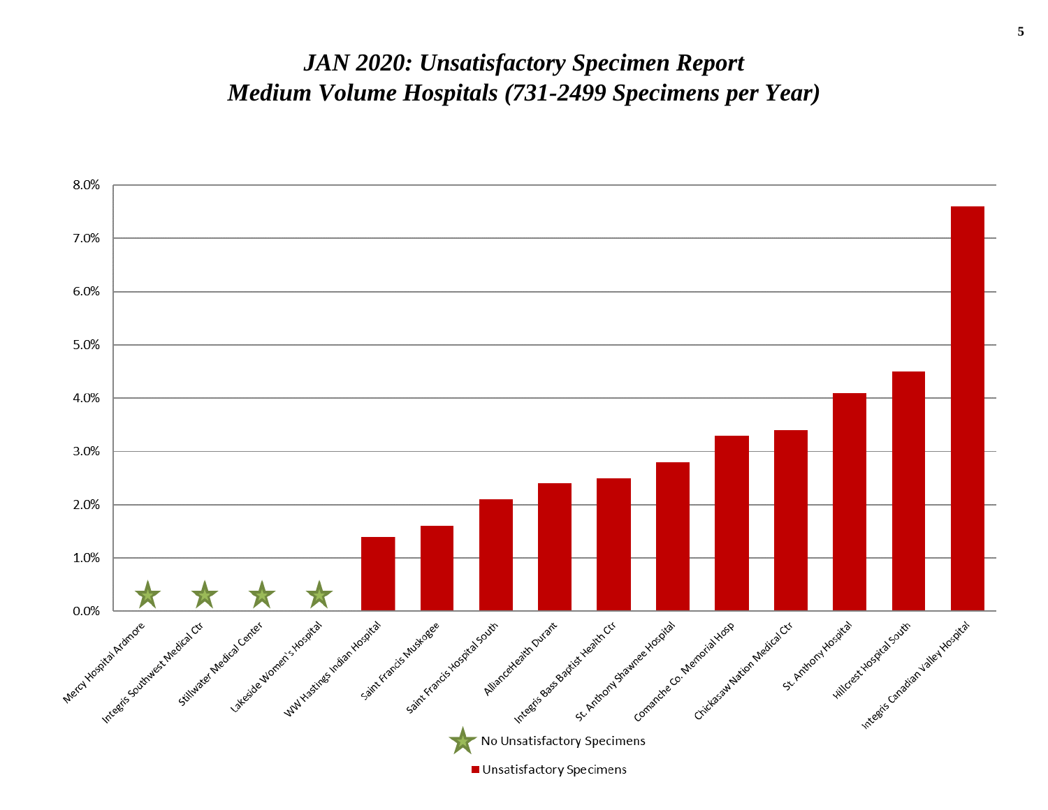# *JAN 2020: Unsatisfactory Specimen Report*
# *Medium Volume Hospitals (731-2499 Specimens per Year)*

| Hospital | Unsatisfactory Specimens |
| --- | --- |
| Mercy Hospital Ardmore | ★ |
| Integris Southwest Medical Ctr | ★ |
| Stillwater Medical Center | ★ |
| Lakeside Women's Hospital | ★ |
| WW Hastings Indian Hospital | 1.4% |
| Saint Francis Muskogee | 1.6% |
| Saint Francis Hospital South | 2.1% |
| AllianceHealth Durant | 2.4% |
| Integris Bass Baptist Health Ctr | 2.5% |
| St. Anthony Shawnee Hospital | 2.8% |
| Comanche Co. Memorial Hosp | 3.3% |
| Chickasaw Nation Medical Ctr | 3.4% |
| St. Anthony Hospital | 4.1% |
| Hillcrest Hospital South | 4.5% |
| Integris Canadian Valley Hospital | 7.6% |

★ No Unsatisfactory Specimens

■ Unsatisfactory Specimens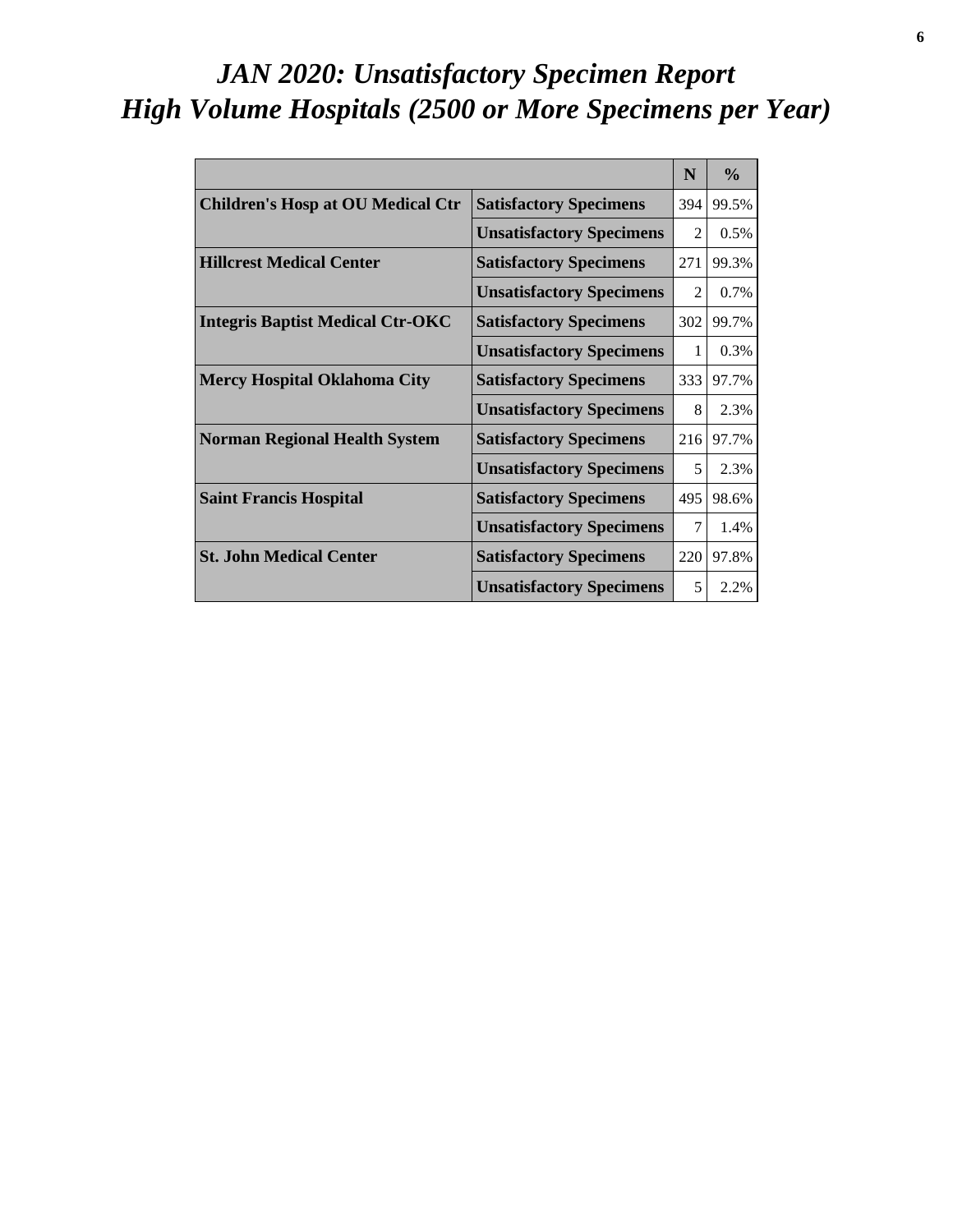# *JAN 2020: Unsatisfactory Specimen Report*
# *High Volume Hospitals (2500 or More Specimens per Year)*

| | | N | % |
|---|---|---|---|
| **Children's Hosp at OU Medical Ctr** | **Satisfactory Specimens** | 394 | 99.5% |
| | **Unsatisfactory Specimens** | 2 | 0.5% |
| **Hillcrest Medical Center** | **Satisfactory Specimens** | 271 | 99.3% |
| | **Unsatisfactory Specimens** | 2 | 0.7% |
| **Integris Baptist Medical Ctr-OKC** | **Satisfactory Specimens** | 302 | 99.7% |
| | **Unsatisfactory Specimens** | 1 | 0.3% |
| **Mercy Hospital Oklahoma City** | **Satisfactory Specimens** | 333 | 97.7% |
| | **Unsatisfactory Specimens** | 8 | 2.3% |
| **Norman Regional Health System** | **Satisfactory Specimens** | 216 | 97.7% |
| | **Unsatisfactory Specimens** | 5 | 2.3% |
| **Saint Francis Hospital** | **Satisfactory Specimens** | 495 | 98.6% |
| | **Unsatisfactory Specimens** | 7 | 1.4% |
| **St. John Medical Center** | **Satisfactory Specimens** | 220 | 97.8% |
| | **Unsatisfactory Specimens** | 5 | 2.2% |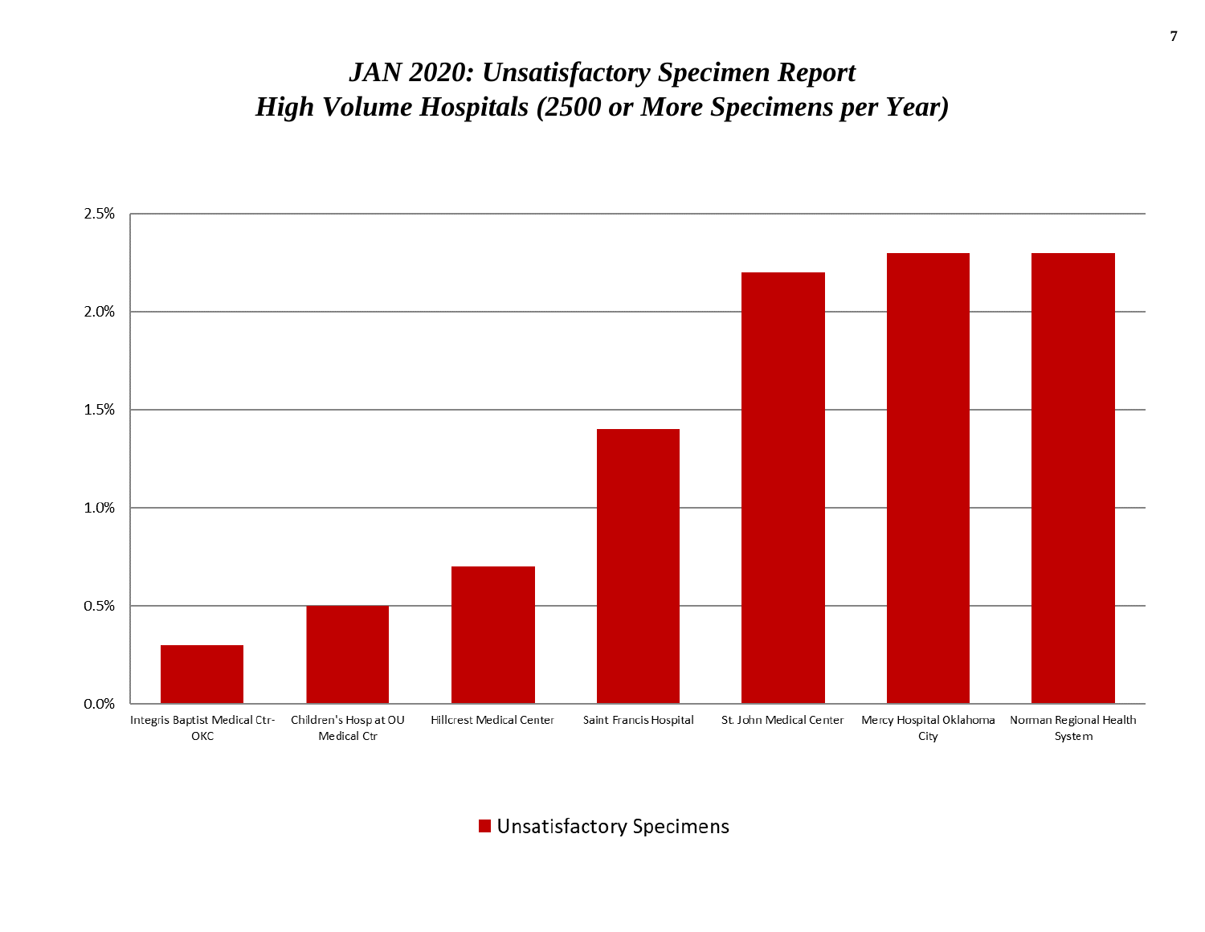# *JAN 2020: Unsatisfactory Specimen Report*
# *High Volume Hospitals (2500 or More Specimens per Year)*

2.5%
2.0%
1.5%
1.0%
0.5%
0.0%

Integris Baptist Medical Ctr-OKC
Children's Hosp at OU Medical Ctr
Hillcrest Medical Center
Saint Francis Hospital
St. John Medical Center
Mercy Hospital Oklahoma City
Norman Regional Health System

Unsatisfactory Specimens